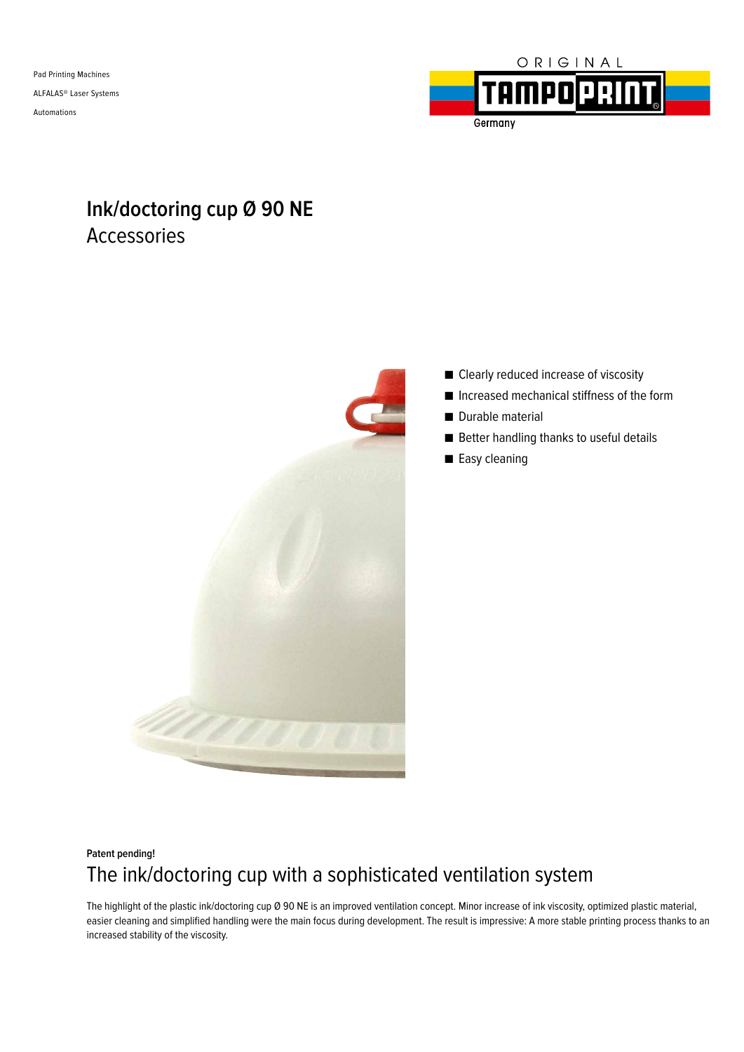Pad Printing Machines

ALFALAS® Laser Systems

Automations

ORIGINAL TAMPOPRINT Germany

# Ink/doctoring cup Ø 90 NE

## Accessories

- Clearly reduced increase of viscosity
- Increased mechanical stiffness of the form
- Durable material
- Better handling thanks to useful details
- Easy cleaning

**Patent pending!**

## The ink/doctoring cup with a sophisticated ventilation system

The highlight of the plastic ink/doctoring cup Ø 90 NE is an improved ventilation concept. Minor increase of ink viscosity, optimized plastic material, easier cleaning and simplified handling were the main focus during development. The result is impressive: A more stable printing process thanks to an increased stability of the viscosity.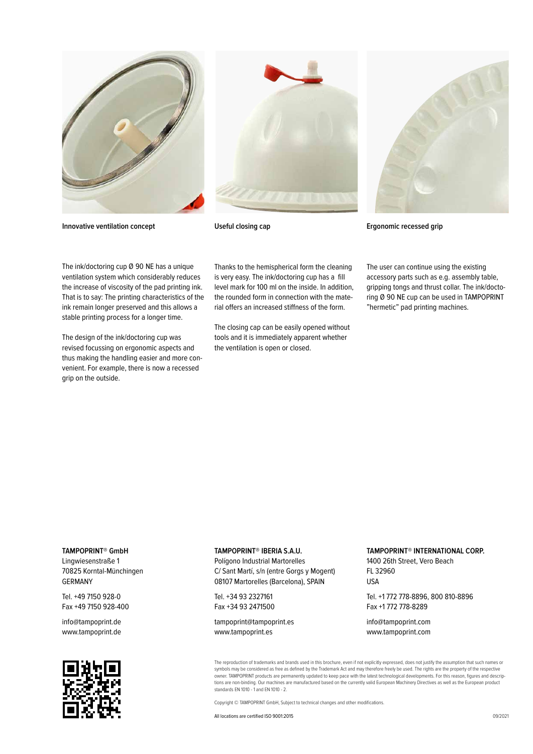**Innovative ventilation concept**

**Useful closing cap**

**Ergonomic recessed grip**

The ink/doctoring cup Ø 90 NE has a unique ventilation system which considerably reduces the increase of viscosity of the pad printing ink. That is to say: The printing characteristics of the ink remain longer preserved and this allows a stable printing process for a longer time.

The design of the ink/doctoring cup was revised focussing on ergonomic aspects and thus making the handling easier and more convenient. For example, there is now a recessed grip on the outside.

Thanks to the hemispherical form the cleaning is very easy. The ink/doctoring cup has a fill level mark for 100 ml on the inside. In addition, the rounded form in connection with the material offers an increased stiffness of the form.

The closing cap can be easily opened without tools and it is immediately apparent whether the ventilation is open or closed.

The user can continue using the existing accessory parts such as e.g. assembly table, gripping tongs and thrust collar. The ink/doctoring Ø 90 NE cup can be used in TAMPOPRINT "hermetic" pad printing machines.

**TAMPOPRINT® GmbH**
Lingwiesenstraße 1
70825 Korntal-Münchingen
GERMANY

Tel. +49 7150 928-0
Fax +49 7150 928-400

info@tampoprint.de
www.tampoprint.de

**TAMPOPRINT® IBERIA S.A.U.**
Polígono Industrial Martorelles
C/ Sant Martí, s/n (entre Gorgs y Mogent)
08107 Martorelles (Barcelona), SPAIN

Tel. +34 93 2327161
Fax +34 93 2471500

tampoprint@tampoprint.es
www.tampoprint.es

**TAMPOPRINT® INTERNATIONAL CORP.**
1400 26th Street, Vero Beach
FL 32960
USA

Tel. +1 772 778-8896, 800 810-8896
Fax +1 772 778-8289

info@tampoprint.com
www.tampoprint.com

The reproduction of trademarks and brands used in this brochure, even if not explicitly expressed, does not justify the assumption that such names or symbols may be considered as free as defined by the Trademark Act and may therefore freely be used. The rights are the property of the respective owner. TAMPOPRINT products are permanently updated to keep pace with the latest technological developments. For this reason, figures and descriptions are non-binding. Our machines are manufactured based on the currently valid European Machinery Directives as well as the European product standards EN 1010 - 1 and EN 1010 - 2.

Copyright © TAMPOPRINT GmbH, Subject to technical changes and other modifications.

All locations are certified ISO 9001:2015

09/2021